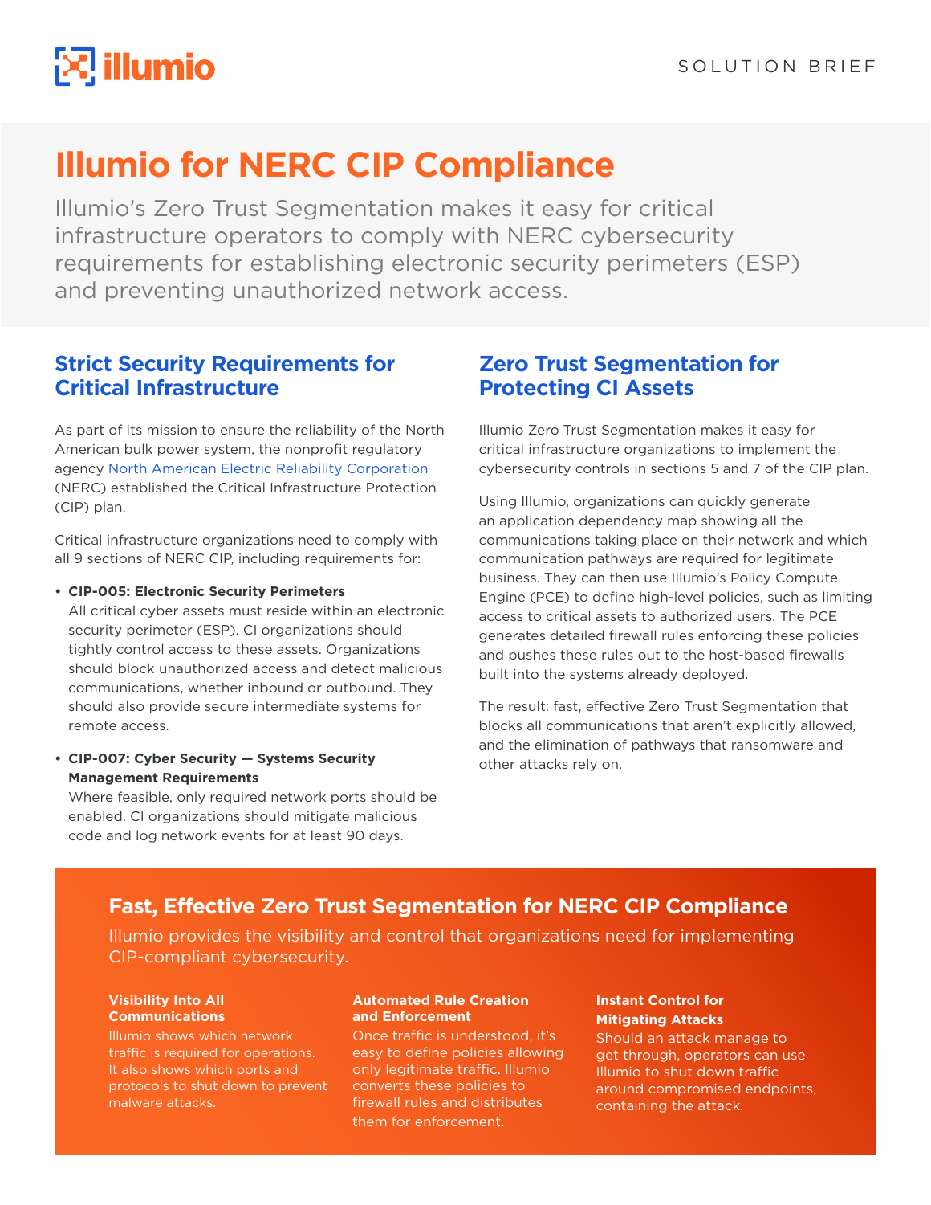# Illumio for NERC CIP Compliance

Illumio's Zero Trust Segmentation makes it easy for critical infrastructure operators to comply with NERC cybersecurity requirements for establishing electronic security perimeters (ESP) and preventing unauthorized network access.

## Strict Security Requirements for Critical Infrastructure

As part of its mission to ensure the reliability of the North American bulk power system, the nonprofit regulatory agency North American Electric Reliability Corporation (NERC) established the Critical Infrastructure Protection (CIP) plan.

Critical infrastructure organizations need to comply with all 9 sections of NERC CIP, including requirements for:

- **CIP-005: Electronic Security Perimeters**
  All critical cyber assets must reside within an electronic security perimeter (ESP). CI organizations should tightly control access to these assets. Organizations should block unauthorized access and detect malicious communications, whether inbound or outbound. They should also provide secure intermediate systems for remote access.
- **CIP-007: Cyber Security — Systems Security Management Requirements**
  Where feasible, only required network ports should be enabled. CI organizations should mitigate malicious code and log network events for at least 90 days.

## Zero Trust Segmentation for Protecting CI Assets

Illumio Zero Trust Segmentation makes it easy for critical infrastructure organizations to implement the cybersecurity controls in sections 5 and 7 of the CIP plan.

Using Illumio, organizations can quickly generate an application dependency map showing all the communications taking place on their network and which communication pathways are required for legitimate business. They can then use Illumio's Policy Compute Engine (PCE) to define high-level policies, such as limiting access to critical assets to authorized users. The PCE generates detailed firewall rules enforcing these policies and pushes these rules out to the host-based firewalls built into the systems already deployed.

The result: fast, effective Zero Trust Segmentation that blocks all communications that aren't explicitly allowed, and the elimination of pathways that ransomware and other attacks rely on.

## Fast, Effective Zero Trust Segmentation for NERC CIP Compliance

Illumio provides the visibility and control that organizations need for implementing CIP-compliant cybersecurity.

### Visibility Into All Communications

Illumio shows which network traffic is required for operations. It also shows which ports and protocols to shut down to prevent malware attacks.

### Automated Rule Creation and Enforcement

Once traffic is understood, it's easy to define policies allowing only legitimate traffic. Illumio converts these policies to firewall rules and distributes them for enforcement.

### Instant Control for Mitigating Attacks

Should an attack manage to get through, operators can use Illumio to shut down traffic around compromised endpoints, containing the attack.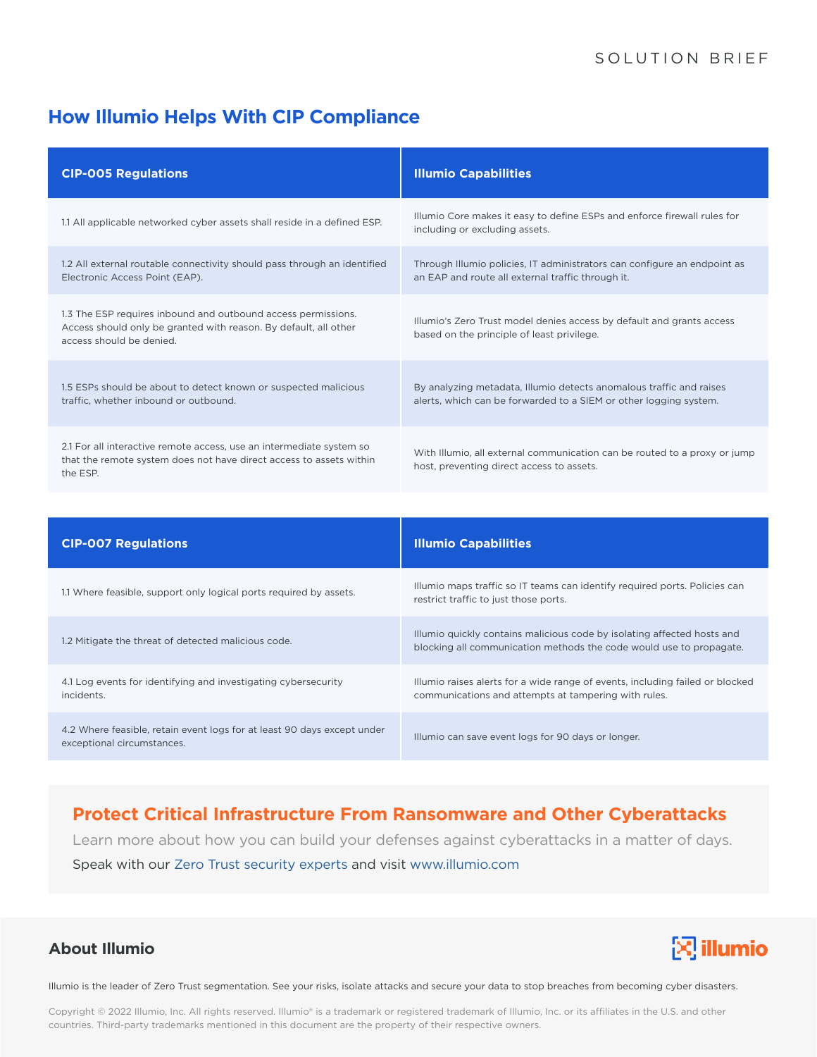## How Illumio Helps With CIP Compliance

| CIP-005 Regulations | Illumio Capabilities |
|---|---|
| 1.1 All applicable networked cyber assets shall reside in a defined ESP. | Illumio Core makes it easy to define ESPs and enforce firewall rules for including or excluding assets. |
| 1.2 All external routable connectivity should pass through an identified Electronic Access Point (EAP). | Through Illumio policies, IT administrators can configure an endpoint as an EAP and route all external traffic through it. |
| 1.3 The ESP requires inbound and outbound access permissions. Access should only be granted with reason. By default, all other access should be denied. | Illumio's Zero Trust model denies access by default and grants access based on the principle of least privilege. |
| 1.5 ESPs should be about to detect known or suspected malicious traffic, whether inbound or outbound. | By analyzing metadata, Illumio detects anomalous traffic and raises alerts, which can be forwarded to a SIEM or other logging system. |
| 2.1 For all interactive remote access, use an intermediate system so that the remote system does not have direct access to assets within the ESP. | With Illumio, all external communication can be routed to a proxy or jump host, preventing direct access to assets. |

| CIP-007 Regulations | Illumio Capabilities |
|---|---|
| 1.1 Where feasible, support only logical ports required by assets. | Illumio maps traffic so IT teams can identify required ports. Policies can restrict traffic to just those ports. |
| 1.2 Mitigate the threat of detected malicious code. | Illumio quickly contains malicious code by isolating affected hosts and blocking all communication methods the code would use to propagate. |
| 4.1 Log events for identifying and investigating cybersecurity incidents. | Illumio raises alerts for a wide range of events, including failed or blocked communications and attempts at tampering with rules. |
| 4.2 Where feasible, retain event logs for at least 90 days except under exceptional circumstances. | Illumio can save event logs for 90 days or longer. |

### Protect Critical Infrastructure From Ransomware and Other Cyberattacks

Learn more about how you can build your defenses against cyberattacks in a matter of days.

Speak with our Zero Trust security experts and visit www.illumio.com

## About Illumio

Illumio is the leader of Zero Trust segmentation. See your risks, isolate attacks and secure your data to stop breaches from becoming cyber disasters.

Copyright © 2022 Illumio, Inc. All rights reserved. Illumio® is a trademark or registered trademark of Illumio, Inc. or its affiliates in the U.S. and other countries. Third-party trademarks mentioned in this document are the property of their respective owners.